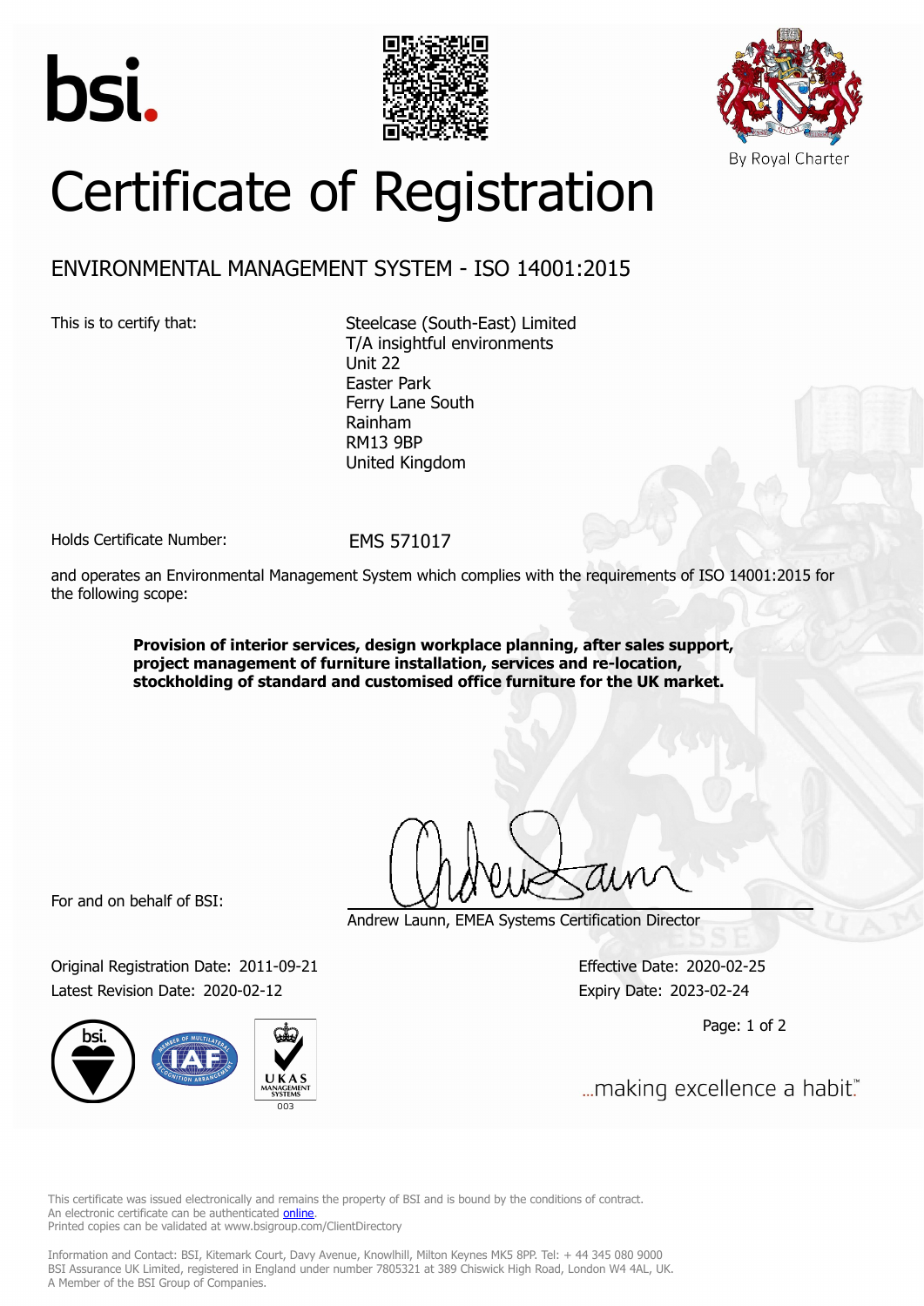bsi.

By Royal Charter

# Certificate of Registration

## ENVIRONMENTAL MANAGEMENT SYSTEM - ISO 14001:2015

This is to certify that:

Steelcase (South-East) Limited
T/A insightful environments
Unit 22
Easter Park
Ferry Lane South
Rainham
RM13 9BP
United Kingdom

Holds Certificate Number: EMS 571017

and operates an Environmental Management System which complies with the requirements of ISO 14001:2015 for the following scope:

**Provision of interior services, design workplace planning, after sales support, project management of furniture installation, services and re-location, stockholding of standard and customised office furniture for the UK market.**

For and on behalf of BSI:

Andrew Launn, EMEA Systems Certification Director

Original Registration Date: 2011-09-21
Latest Revision Date: 2020-02-12

Effective Date: 2020-02-25
Expiry Date: 2023-02-24

...making excellence a habit.™

This certificate was issued electronically and remains the property of BSI and is bound by the conditions of contract.
An electronic certificate can be authenticated online.
Printed copies can be validated at www.bsigroup.com/ClientDirectory

Information and Contact: BSI, Kitemark Court, Davy Avenue, Knowlhill, Milton Keynes MK5 8PP. Tel: + 44 345 080 9000
BSI Assurance UK Limited, registered in England under number 7805321 at 389 Chiswick High Road, London W4 4AL, UK.
A Member of the BSI Group of Companies.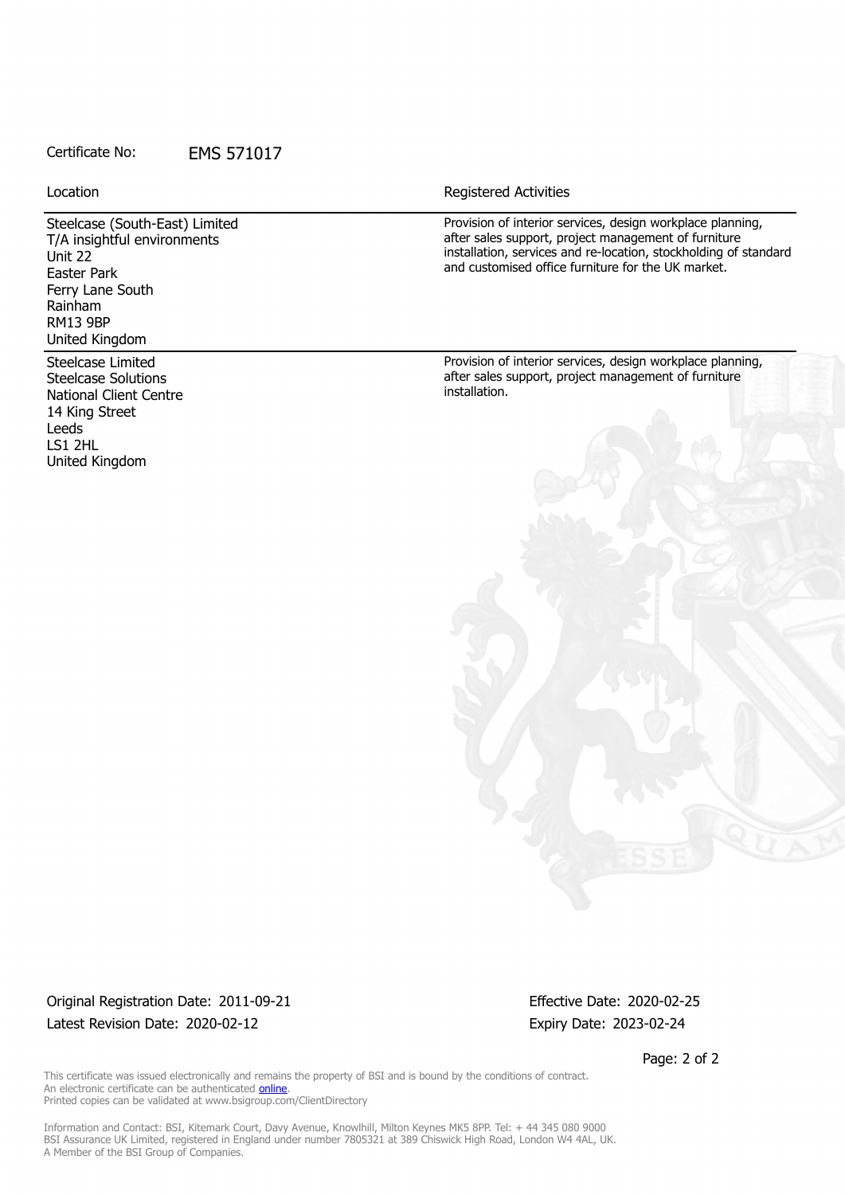Certificate No: EMS 571017

| Location | Registered Activities |
|---|---|
| Steelcase (South-East) Limited<br>T/A insightful environments<br>Unit 22<br>Easter Park<br>Ferry Lane South<br>Rainham<br>RM13 9BP<br>United Kingdom | Provision of interior services, design workplace planning, after sales support, project management of furniture installation, services and re-location, stockholding of standard and customised office furniture for the UK market. |
| Steelcase Limited<br>Steelcase Solutions<br>National Client Centre<br>14 King Street<br>Leeds<br>LS1 2HL<br>United Kingdom | Provision of interior services, design workplace planning, after sales support, project management of furniture installation. |

Original Registration Date: 2011-09-21
Latest Revision Date: 2020-02-12

Effective Date: 2020-02-25
Expiry Date: 2023-02-24

This certificate was issued electronically and remains the property of BSI and is bound by the conditions of contract.
An electronic certificate can be authenticated online.
Printed copies can be validated at www.bsigroup.com/ClientDirectory

Information and Contact: BSI, Kitemark Court, Davy Avenue, Knowlhill, Milton Keynes MK5 8PP. Tel: + 44 345 080 9000
BSI Assurance UK Limited, registered in England under number 7805321 at 389 Chiswick High Road, London W4 4AL, UK.
A Member of the BSI Group of Companies.